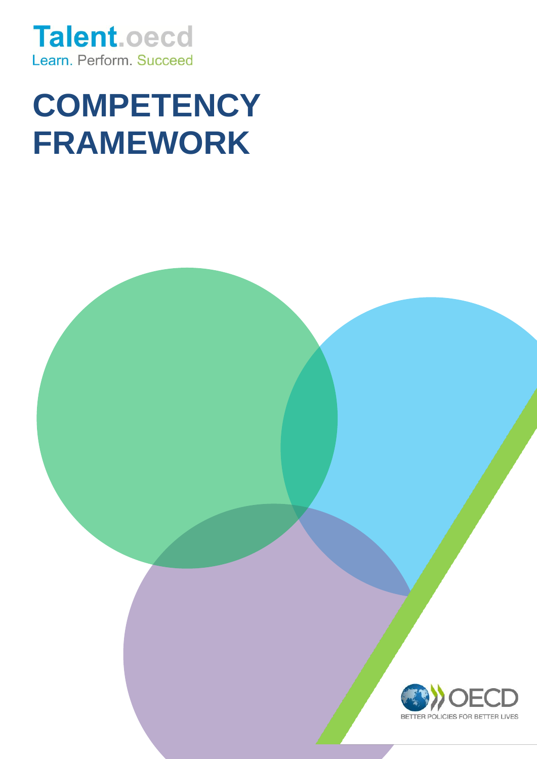Talent.oecd

Learn. Perform. Succeed

# COMPETENCY FRAMEWORK

OECD

BETTER POLICIES FOR BETTER LIVES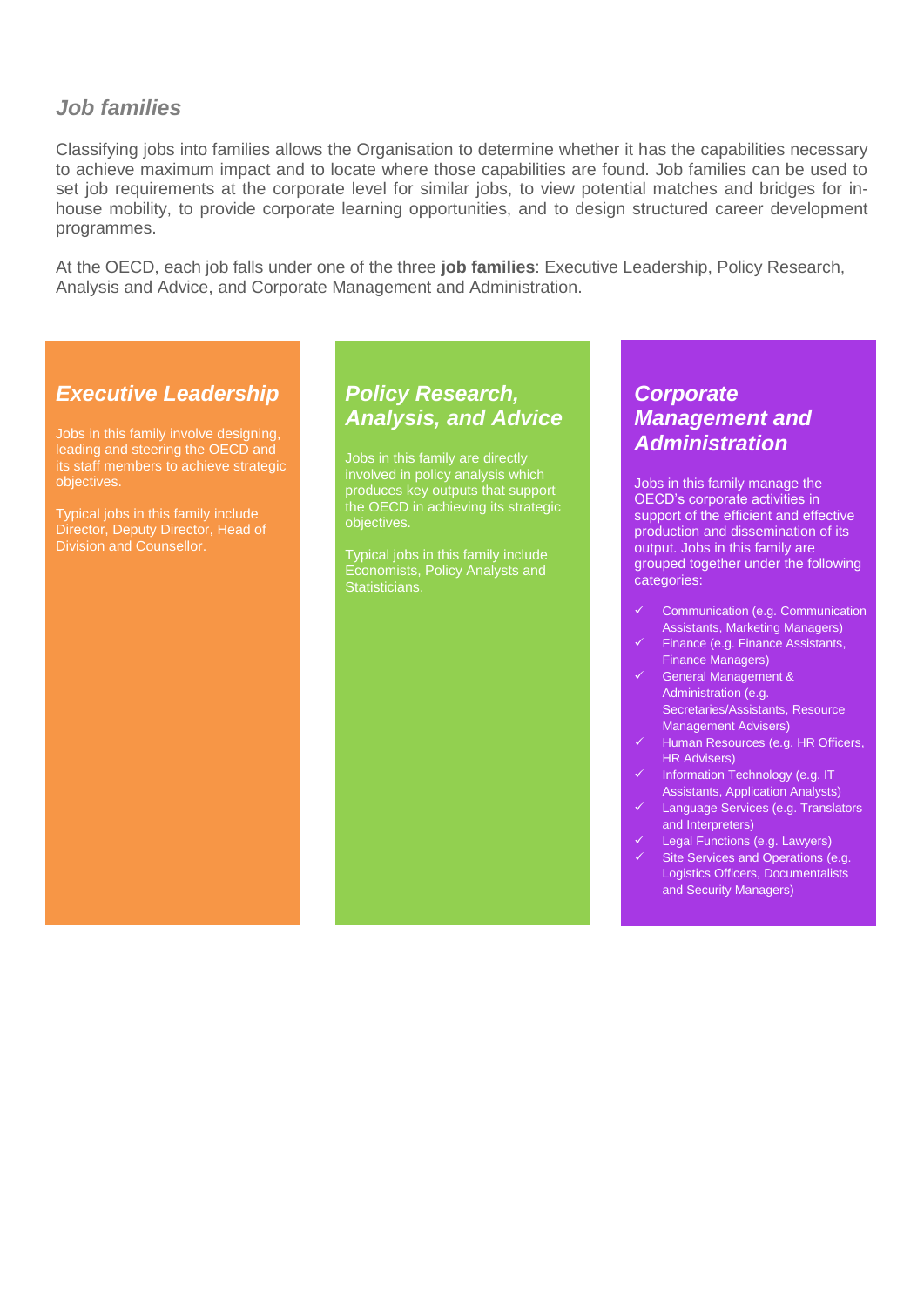### *Job families*

Classifying jobs into families allows the Organisation to determine whether it has the capabilities necessary to achieve maximum impact and to locate where those capabilities are found. Job families can be used to set job requirements at the corporate level for similar jobs, to view potential matches and bridges for in-house mobility, to provide corporate learning opportunities, and to design structured career development programmes.

At the OECD, each job falls under one of the three **job families**: Executive Leadership, Policy Research, Analysis and Advice, and Corporate Management and Administration.

#### ***Executive Leadership***

Jobs in this family involve designing, leading and steering the OECD and its staff members to achieve strategic objectives.

Typical jobs in this family include Director, Deputy Director, Head of Division and Counsellor.

#### ***Policy Research, Analysis, and Advice***

Jobs in this family are directly involved in policy analysis which produces key outputs that support the OECD in achieving its strategic objectives.

Typical jobs in this family include Economists, Policy Analysts and Statisticians.

#### ***Corporate Management and Administration***

Jobs in this family manage the OECD's corporate activities in support of the efficient and effective production and dissemination of its output. Jobs in this family are grouped together under the following categories:

- ✓ Communication (e.g. Communication Assistants, Marketing Managers)
- ✓ Finance (e.g. Finance Assistants, Finance Managers)
- ✓ General Management & Administration (e.g. Secretaries/Assistants, Resource Management Advisers)
- ✓ Human Resources (e.g. HR Officers, HR Advisers)
- ✓ Information Technology (e.g. IT Assistants, Application Analysts)
- ✓ Language Services (e.g. Translators and Interpreters)
- ✓ Legal Functions (e.g. Lawyers)
- ✓ Site Services and Operations (e.g. Logistics Officers, Documentalists and Security Managers)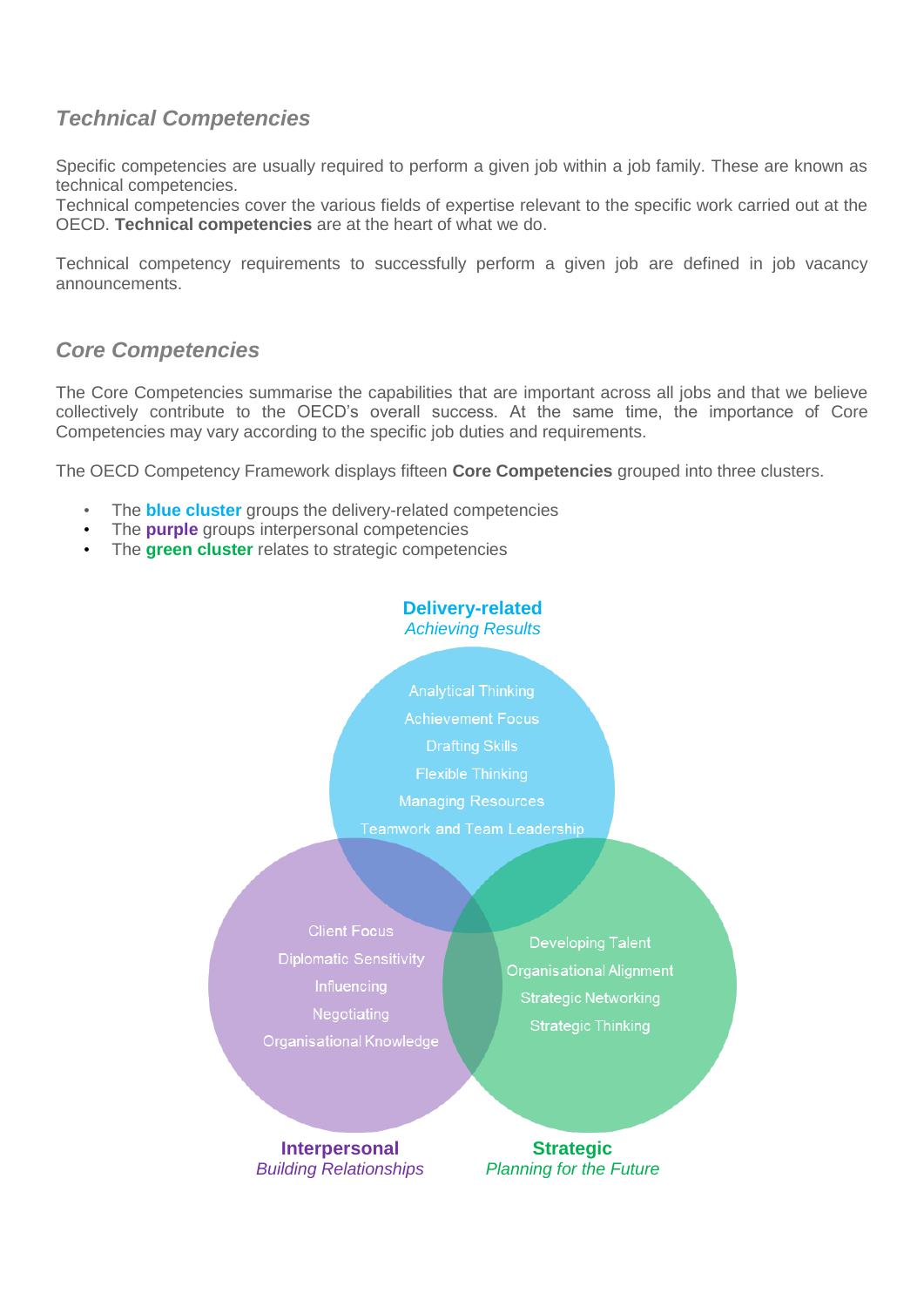## *Technical Competencies*

Specific competencies are usually required to perform a given job within a job family. These are known as technical competencies.
Technical competencies cover the various fields of expertise relevant to the specific work carried out at the OECD. **Technical competencies** are at the heart of what we do.

Technical competency requirements to successfully perform a given job are defined in job vacancy announcements.

## *Core Competencies*

The Core Competencies summarise the capabilities that are important across all jobs and that we believe collectively contribute to the OECD's overall success. At the same time, the importance of Core Competencies may vary according to the specific job duties and requirements.

The OECD Competency Framework displays fifteen **Core Competencies** grouped into three clusters.

- The **blue cluster** groups the delivery-related competencies
- The **purple** groups interpersonal competencies
- The **green cluster** relates to strategic competencies

**Delivery-related**
*Achieving Results*

- Analytical Thinking
- Achievement Focus
- Drafting Skills
- Flexible Thinking
- Managing Resources
- Teamwork and Team Leadership

**Interpersonal**
*Building Relationships*

- Client Focus
- Diplomatic Sensitivity
- Influencing
- Negotiating
- Organisational Knowledge

**Strategic**
*Planning for the Future*

- Developing Talent
- Organisational Alignment
- Strategic Networking
- Strategic Thinking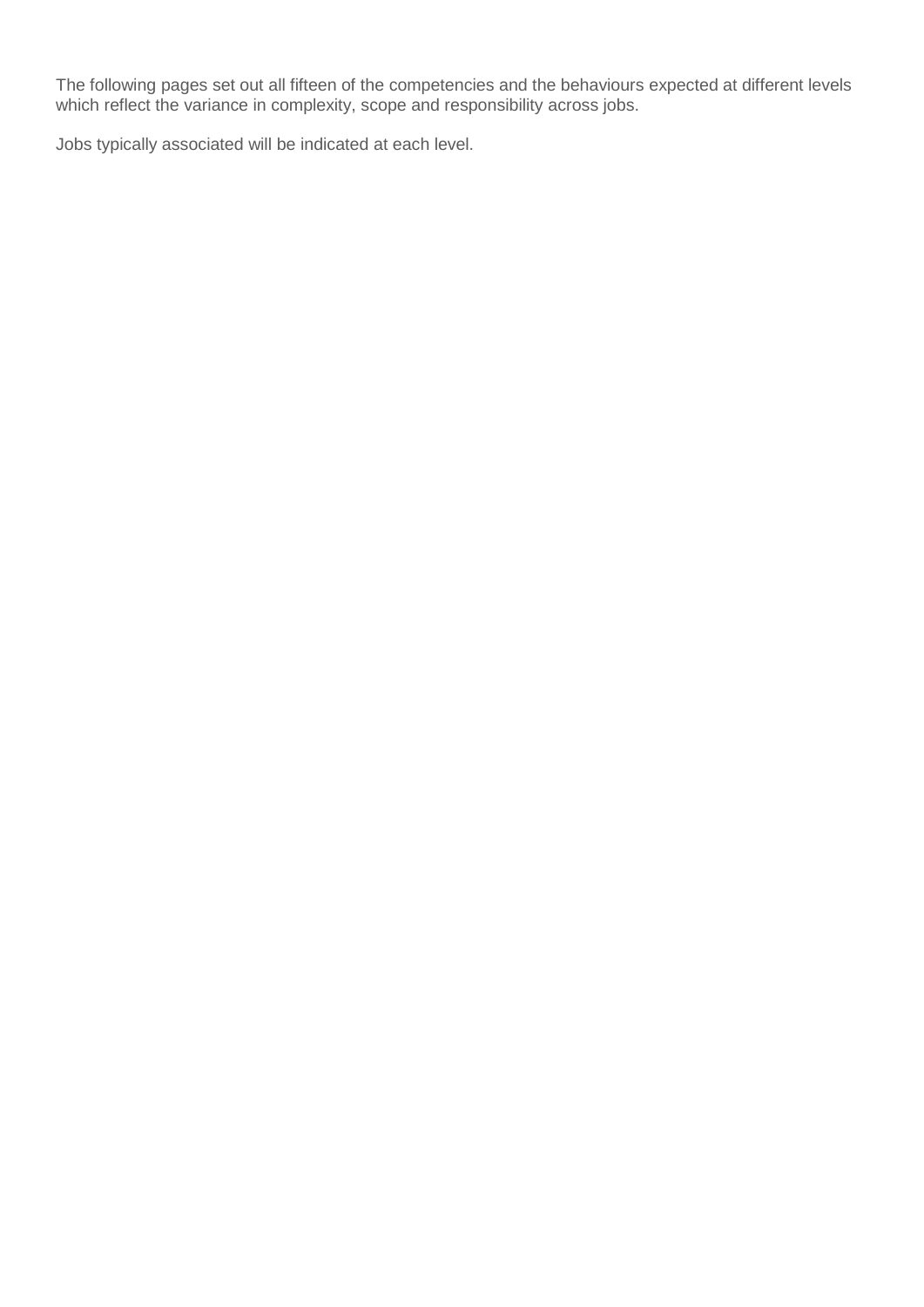The following pages set out all fifteen of the competencies and the behaviours expected at different levels which reflect the variance in complexity, scope and responsibility across jobs.

Jobs typically associated will be indicated at each level.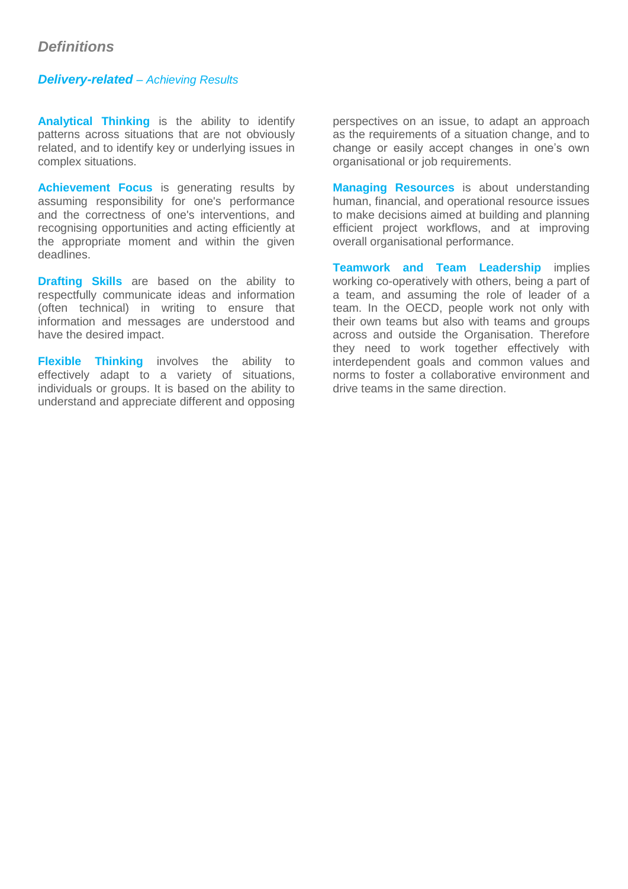## *Definitions*

### ***Delivery-related** – Achieving Results*

**Analytical Thinking** is the ability to identify patterns across situations that are not obviously related, and to identify key or underlying issues in complex situations.

**Achievement Focus** is generating results by assuming responsibility for one's performance and the correctness of one's interventions, and recognising opportunities and acting efficiently at the appropriate moment and within the given deadlines.

**Drafting Skills** are based on the ability to respectfully communicate ideas and information (often technical) in writing to ensure that information and messages are understood and have the desired impact.

**Flexible Thinking** involves the ability to effectively adapt to a variety of situations, individuals or groups. It is based on the ability to understand and appreciate different and opposing perspectives on an issue, to adapt an approach as the requirements of a situation change, and to change or easily accept changes in one's own organisational or job requirements.

**Managing Resources** is about understanding human, financial, and operational resource issues to make decisions aimed at building and planning efficient project workflows, and at improving overall organisational performance.

**Teamwork and Team Leadership** implies working co-operatively with others, being a part of a team, and assuming the role of leader of a team. In the OECD, people work not only with their own teams but also with teams and groups across and outside the Organisation. Therefore they need to work together effectively with interdependent goals and common values and norms to foster a collaborative environment and drive teams in the same direction.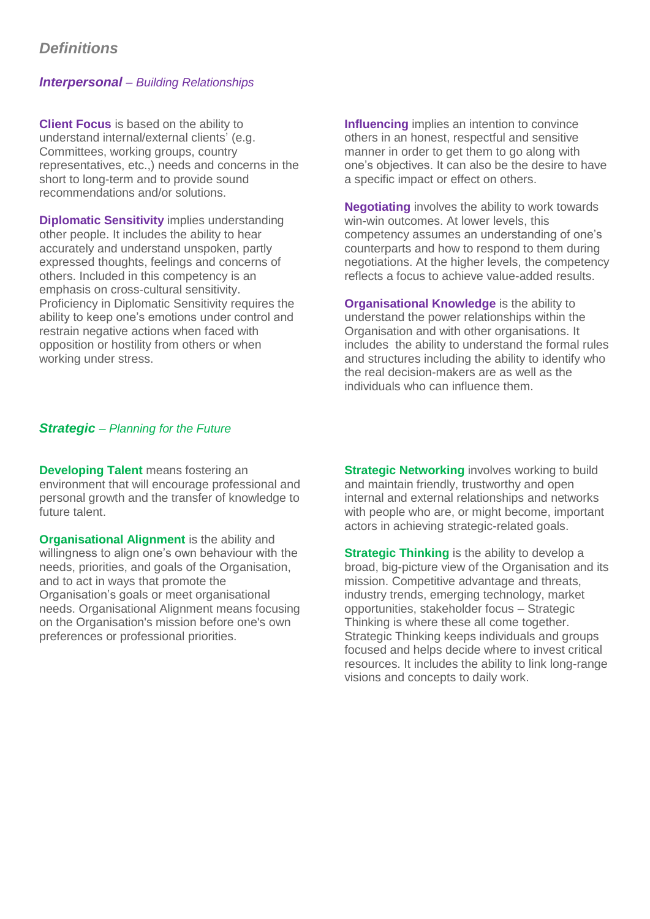## *Definitions*

### ***Interpersonal*** *– Building Relationships*

**Client Focus** is based on the ability to understand internal/external clients' (e.g. Committees, working groups, country representatives, etc.,) needs and concerns in the short to long-term and to provide sound recommendations and/or solutions.

**Diplomatic Sensitivity** implies understanding other people. It includes the ability to hear accurately and understand unspoken, partly expressed thoughts, feelings and concerns of others. Included in this competency is an emphasis on cross-cultural sensitivity. Proficiency in Diplomatic Sensitivity requires the ability to keep one's emotions under control and restrain negative actions when faced with opposition or hostility from others or when working under stress.

**Influencing** implies an intention to convince others in an honest, respectful and sensitive manner in order to get them to go along with one's objectives. It can also be the desire to have a specific impact or effect on others.

**Negotiating** involves the ability to work towards win-win outcomes. At lower levels, this competency assumes an understanding of one's counterparts and how to respond to them during negotiations. At the higher levels, the competency reflects a focus to achieve value-added results.

**Organisational Knowledge** is the ability to understand the power relationships within the Organisation and with other organisations. It includes the ability to understand the formal rules and structures including the ability to identify who the real decision-makers are as well as the individuals who can influence them.

### ***Strategic*** *– Planning for the Future*

**Developing Talent** means fostering an environment that will encourage professional and personal growth and the transfer of knowledge to future talent.

**Organisational Alignment** is the ability and willingness to align one's own behaviour with the needs, priorities, and goals of the Organisation, and to act in ways that promote the Organisation's goals or meet organisational needs. Organisational Alignment means focusing on the Organisation's mission before one's own preferences or professional priorities.

**Strategic Networking** involves working to build and maintain friendly, trustworthy and open internal and external relationships and networks with people who are, or might become, important actors in achieving strategic-related goals.

**Strategic Thinking** is the ability to develop a broad, big-picture view of the Organisation and its mission. Competitive advantage and threats, industry trends, emerging technology, market opportunities, stakeholder focus – Strategic Thinking is where these all come together. Strategic Thinking keeps individuals and groups focused and helps decide where to invest critical resources. It includes the ability to link long-range visions and concepts to daily work.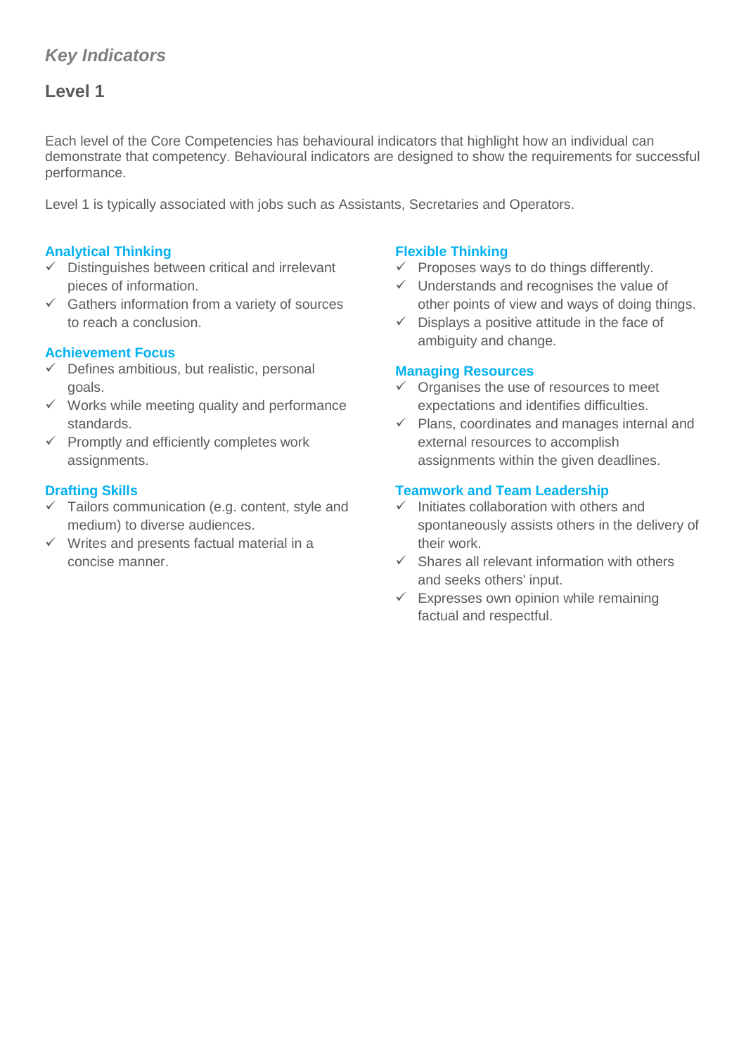*Key Indicators*

## Level 1

Each level of the Core Competencies has behavioural indicators that highlight how an individual can demonstrate that competency. Behavioural indicators are designed to show the requirements for successful performance.

Level 1 is typically associated with jobs such as Assistants, Secretaries and Operators.

### Analytical Thinking

- ✓ Distinguishes between critical and irrelevant pieces of information.
- ✓ Gathers information from a variety of sources to reach a conclusion.

### Achievement Focus

- ✓ Defines ambitious, but realistic, personal goals.
- ✓ Works while meeting quality and performance standards.
- ✓ Promptly and efficiently completes work assignments.

### Drafting Skills

- ✓ Tailors communication (e.g. content, style and medium) to diverse audiences.
- ✓ Writes and presents factual material in a concise manner.

### Flexible Thinking

- ✓ Proposes ways to do things differently.
- ✓ Understands and recognises the value of other points of view and ways of doing things.
- ✓ Displays a positive attitude in the face of ambiguity and change.

### Managing Resources

- ✓ Organises the use of resources to meet expectations and identifies difficulties.
- ✓ Plans, coordinates and manages internal and external resources to accomplish assignments within the given deadlines.

### Teamwork and Team Leadership

- ✓ Initiates collaboration with others and spontaneously assists others in the delivery of their work.
- ✓ Shares all relevant information with others and seeks others' input.
- ✓ Expresses own opinion while remaining factual and respectful.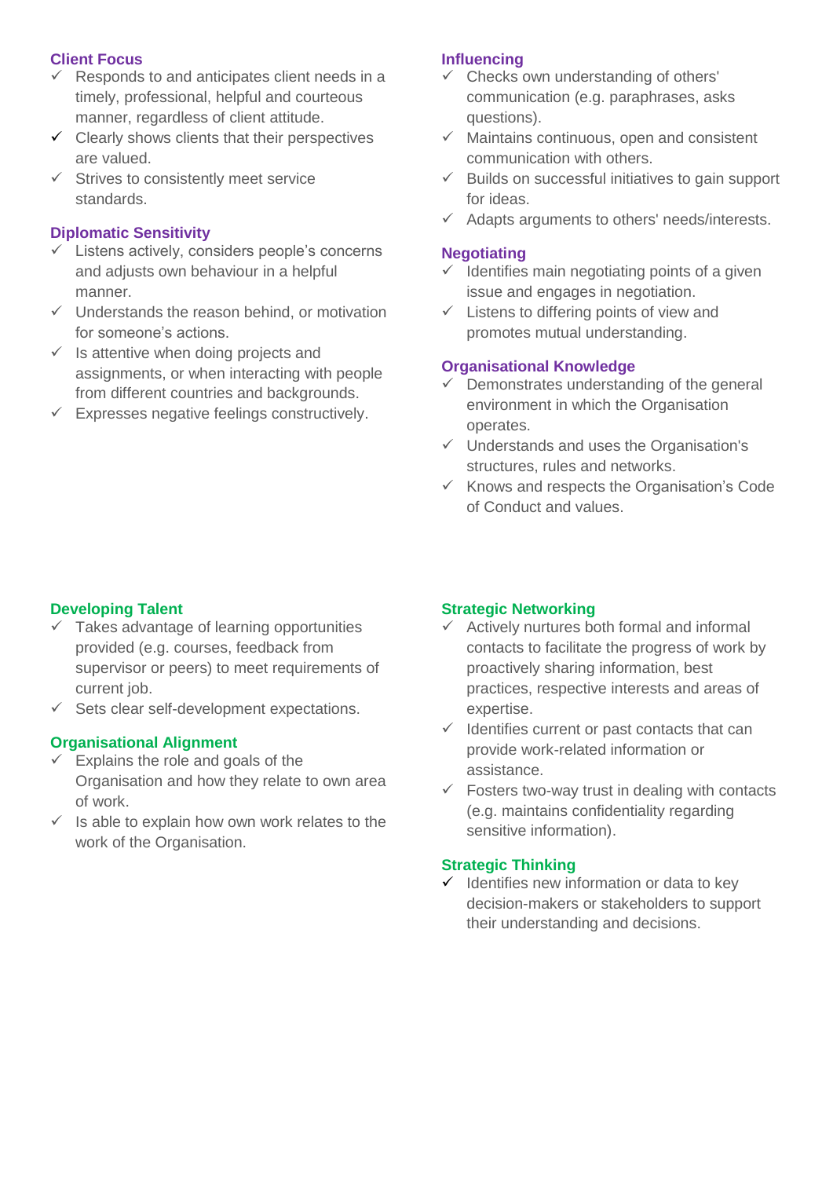### Client Focus

- ✓ Responds to and anticipates client needs in a timely, professional, helpful and courteous manner, regardless of client attitude.
- ✓ Clearly shows clients that their perspectives are valued.
- ✓ Strives to consistently meet service standards.

### Diplomatic Sensitivity

- ✓ Listens actively, considers people's concerns and adjusts own behaviour in a helpful manner.
- ✓ Understands the reason behind, or motivation for someone's actions.
- ✓ Is attentive when doing projects and assignments, or when interacting with people from different countries and backgrounds.
- ✓ Expresses negative feelings constructively.

### Influencing

- ✓ Checks own understanding of others' communication (e.g. paraphrases, asks questions).
- ✓ Maintains continuous, open and consistent communication with others.
- ✓ Builds on successful initiatives to gain support for ideas.
- ✓ Adapts arguments to others' needs/interests.

### Negotiating

- ✓ Identifies main negotiating points of a given issue and engages in negotiation.
- ✓ Listens to differing points of view and promotes mutual understanding.

### Organisational Knowledge

- ✓ Demonstrates understanding of the general environment in which the Organisation operates.
- ✓ Understands and uses the Organisation's structures, rules and networks.
- ✓ Knows and respects the Organisation's Code of Conduct and values.

### Developing Talent

- ✓ Takes advantage of learning opportunities provided (e.g. courses, feedback from supervisor or peers) to meet requirements of current job.
- ✓ Sets clear self-development expectations.

### Organisational Alignment

- ✓ Explains the role and goals of the Organisation and how they relate to own area of work.
- ✓ Is able to explain how own work relates to the work of the Organisation.

### Strategic Networking

- ✓ Actively nurtures both formal and informal contacts to facilitate the progress of work by proactively sharing information, best practices, respective interests and areas of expertise.
- ✓ Identifies current or past contacts that can provide work-related information or assistance.
- ✓ Fosters two-way trust in dealing with contacts (e.g. maintains confidentiality regarding sensitive information).

### Strategic Thinking

- ✓ Identifies new information or data to key decision-makers or stakeholders to support their understanding and decisions.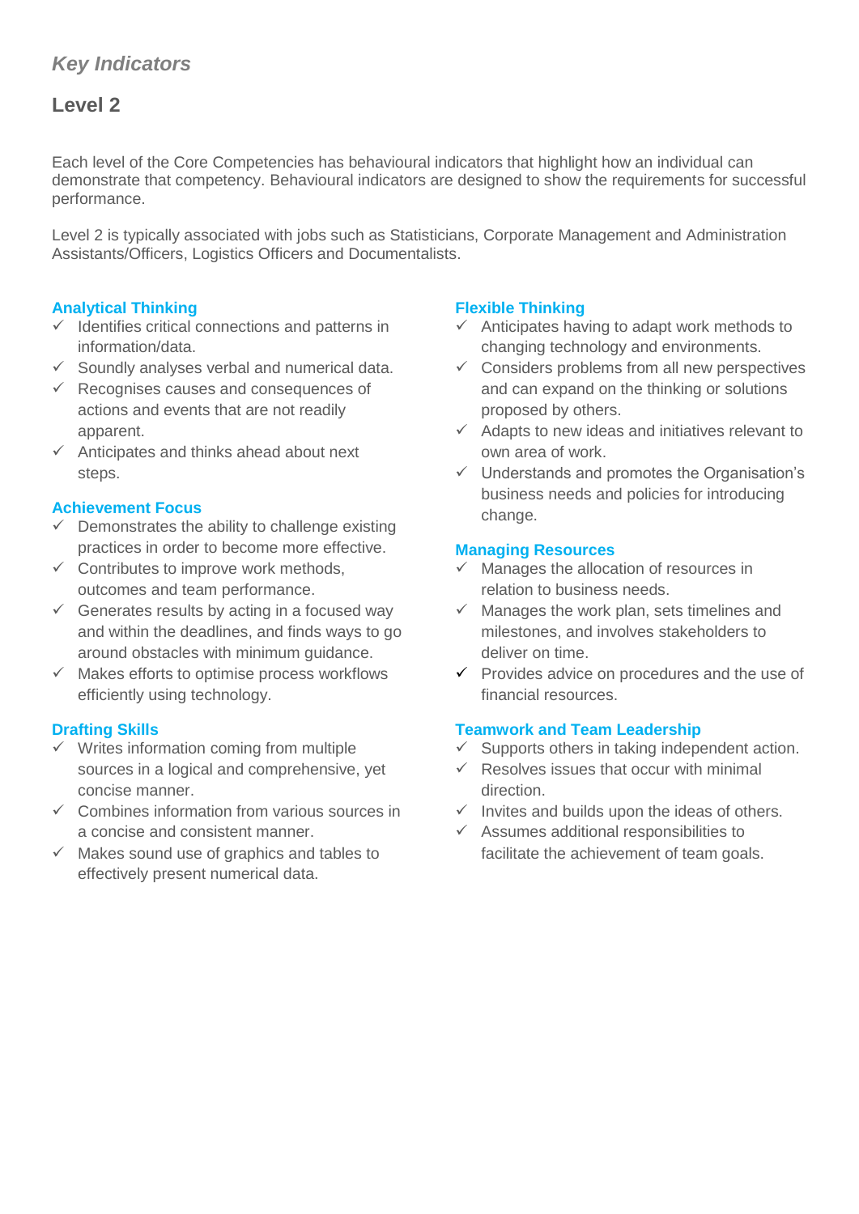*Key Indicators*

## Level 2

Each level of the Core Competencies has behavioural indicators that highlight how an individual can demonstrate that competency. Behavioural indicators are designed to show the requirements for successful performance.

Level 2 is typically associated with jobs such as Statisticians, Corporate Management and Administration Assistants/Officers, Logistics Officers and Documentalists.

### Analytical Thinking

- ✓ Identifies critical connections and patterns in information/data.
- ✓ Soundly analyses verbal and numerical data.
- ✓ Recognises causes and consequences of actions and events that are not readily apparent.
- ✓ Anticipates and thinks ahead about next steps.

### Achievement Focus

- ✓ Demonstrates the ability to challenge existing practices in order to become more effective.
- ✓ Contributes to improve work methods, outcomes and team performance.
- ✓ Generates results by acting in a focused way and within the deadlines, and finds ways to go around obstacles with minimum guidance.
- ✓ Makes efforts to optimise process workflows efficiently using technology.

### Drafting Skills

- ✓ Writes information coming from multiple sources in a logical and comprehensive, yet concise manner.
- ✓ Combines information from various sources in a concise and consistent manner.
- ✓ Makes sound use of graphics and tables to effectively present numerical data.

### Flexible Thinking

- ✓ Anticipates having to adapt work methods to changing technology and environments.
- ✓ Considers problems from all new perspectives and can expand on the thinking or solutions proposed by others.
- ✓ Adapts to new ideas and initiatives relevant to own area of work.
- ✓ Understands and promotes the Organisation's business needs and policies for introducing change.

### Managing Resources

- ✓ Manages the allocation of resources in relation to business needs.
- ✓ Manages the work plan, sets timelines and milestones, and involves stakeholders to deliver on time.
- ✓ Provides advice on procedures and the use of financial resources.

### Teamwork and Team Leadership

- ✓ Supports others in taking independent action.
- ✓ Resolves issues that occur with minimal direction.
- ✓ Invites and builds upon the ideas of others.
- ✓ Assumes additional responsibilities to facilitate the achievement of team goals.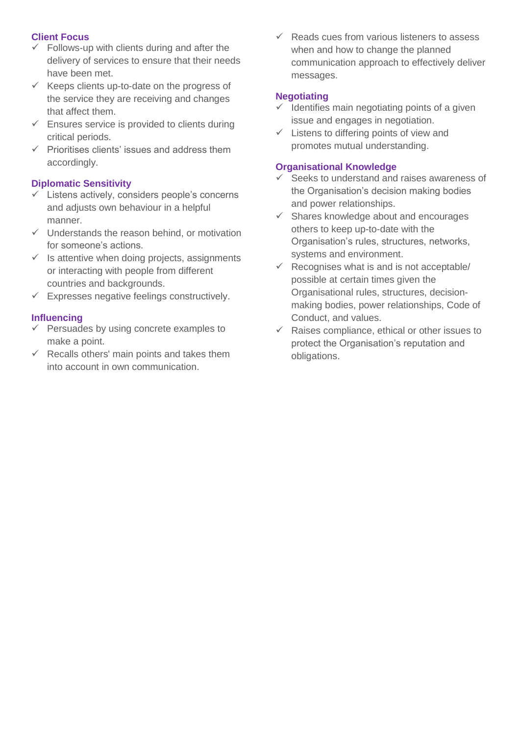### Client Focus

- ✓ Follows-up with clients during and after the delivery of services to ensure that their needs have been met.
- ✓ Keeps clients up-to-date on the progress of the service they are receiving and changes that affect them.
- ✓ Ensures service is provided to clients during critical periods.
- ✓ Prioritises clients' issues and address them accordingly.

### Diplomatic Sensitivity

- ✓ Listens actively, considers people's concerns and adjusts own behaviour in a helpful manner.
- ✓ Understands the reason behind, or motivation for someone's actions.
- ✓ Is attentive when doing projects, assignments or interacting with people from different countries and backgrounds.
- ✓ Expresses negative feelings constructively.

### Influencing

- ✓ Persuades by using concrete examples to make a point.
- ✓ Recalls others' main points and takes them into account in own communication.
- ✓ Reads cues from various listeners to assess when and how to change the planned communication approach to effectively deliver messages.

### Negotiating

- ✓ Identifies main negotiating points of a given issue and engages in negotiation.
- ✓ Listens to differing points of view and promotes mutual understanding.

### Organisational Knowledge

- ✓ Seeks to understand and raises awareness of the Organisation's decision making bodies and power relationships.
- ✓ Shares knowledge about and encourages others to keep up-to-date with the Organisation's rules, structures, networks, systems and environment.
- ✓ Recognises what is and is not acceptable/ possible at certain times given the Organisational rules, structures, decision-making bodies, power relationships, Code of Conduct, and values.
- ✓ Raises compliance, ethical or other issues to protect the Organisation's reputation and obligations.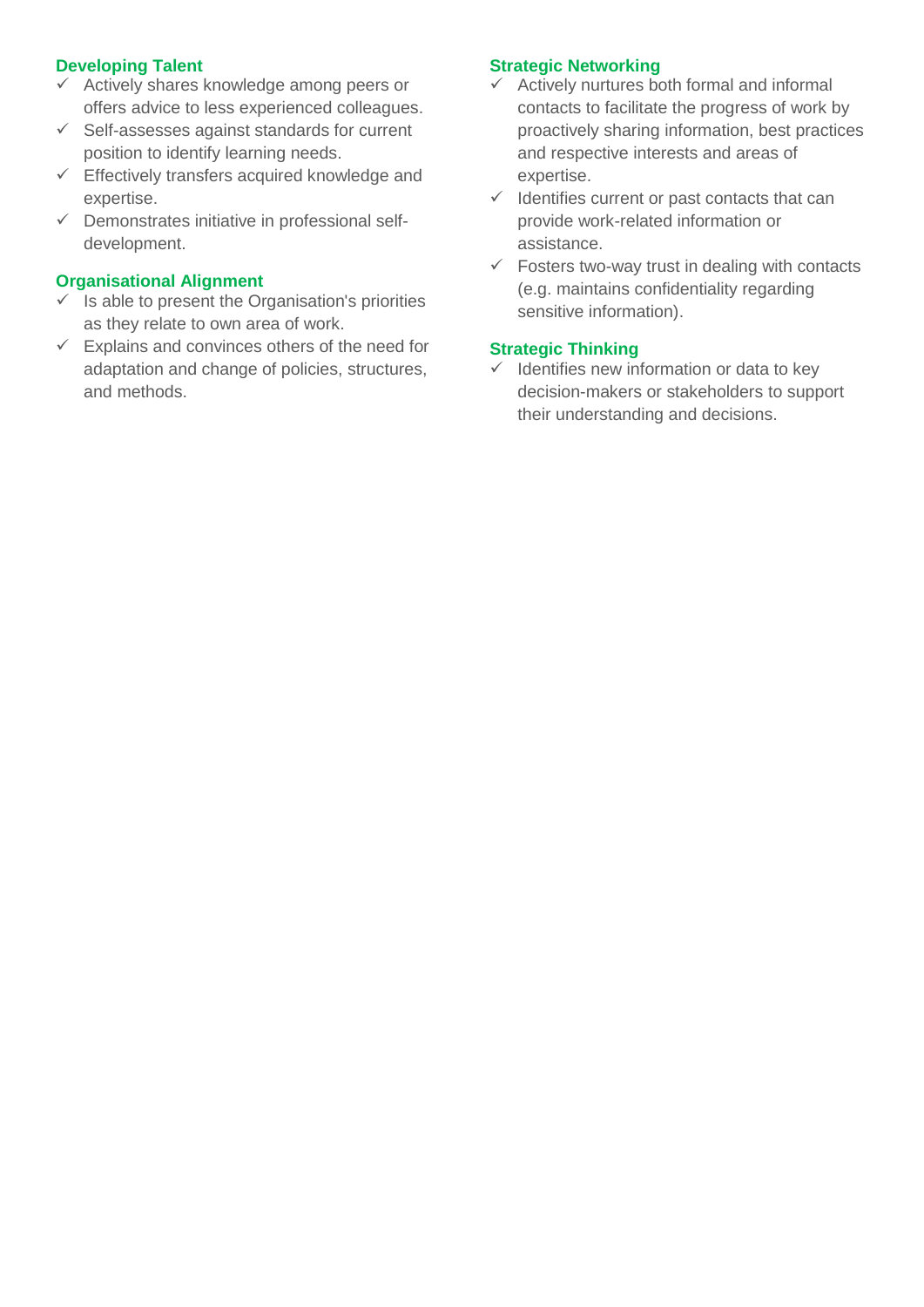**Developing Talent**

- ✓ Actively shares knowledge among peers or offers advice to less experienced colleagues.
- ✓ Self-assesses against standards for current position to identify learning needs.
- ✓ Effectively transfers acquired knowledge and expertise.
- ✓ Demonstrates initiative in professional self-development.

**Organisational Alignment**

- ✓ Is able to present the Organisation's priorities as they relate to own area of work.
- ✓ Explains and convinces others of the need for adaptation and change of policies, structures, and methods.

**Strategic Networking**

- ✓ Actively nurtures both formal and informal contacts to facilitate the progress of work by proactively sharing information, best practices and respective interests and areas of expertise.
- ✓ Identifies current or past contacts that can provide work-related information or assistance.
- ✓ Fosters two-way trust in dealing with contacts (e.g. maintains confidentiality regarding sensitive information).

**Strategic Thinking**

- ✓ Identifies new information or data to key decision-makers or stakeholders to support their understanding and decisions.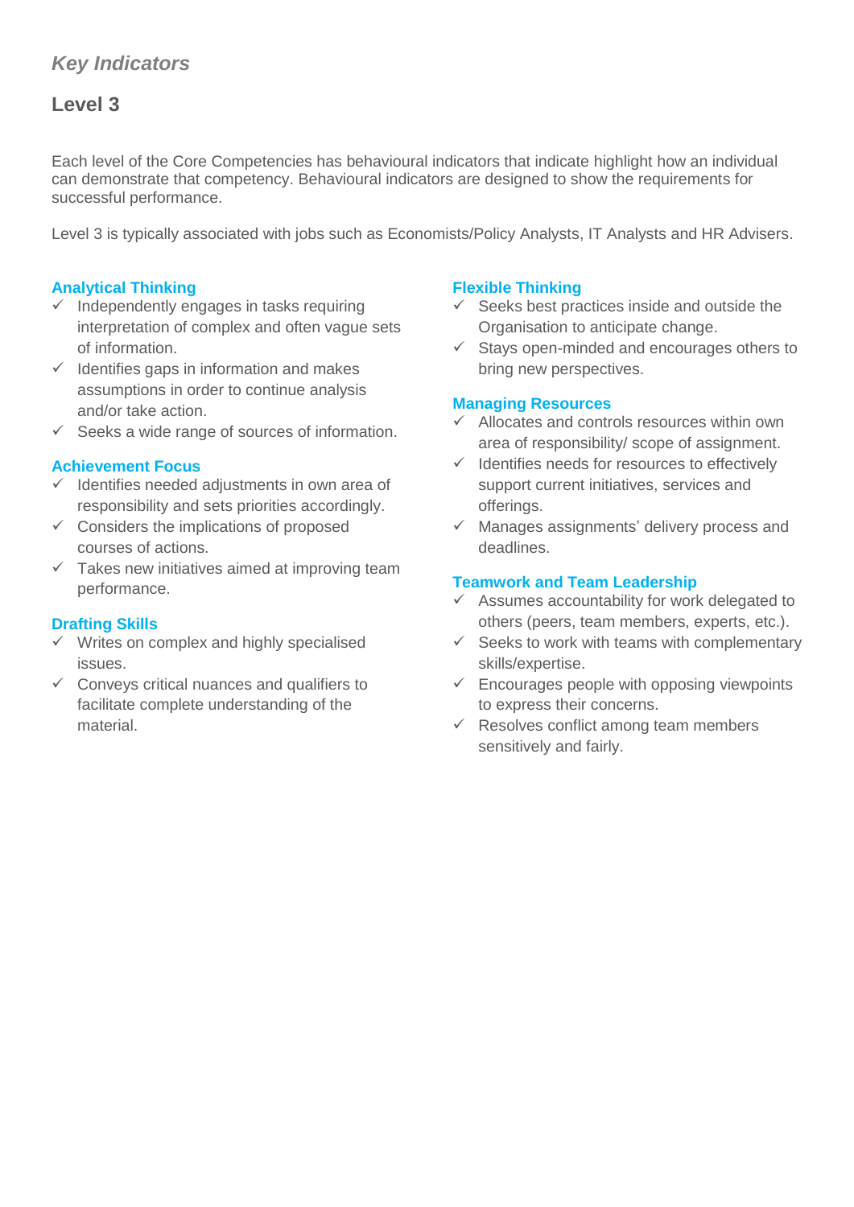## *Key Indicators*

## Level 3

Each level of the Core Competencies has behavioural indicators that indicate highlight how an individual can demonstrate that competency. Behavioural indicators are designed to show the requirements for successful performance.

Level 3 is typically associated with jobs such as Economists/Policy Analysts, IT Analysts and HR Advisers.

### Analytical Thinking

- ✓ Independently engages in tasks requiring interpretation of complex and often vague sets of information.
- ✓ Identifies gaps in information and makes assumptions in order to continue analysis and/or take action.
- ✓ Seeks a wide range of sources of information.

### Achievement Focus

- ✓ Identifies needed adjustments in own area of responsibility and sets priorities accordingly.
- ✓ Considers the implications of proposed courses of actions.
- ✓ Takes new initiatives aimed at improving team performance.

### Drafting Skills

- ✓ Writes on complex and highly specialised issues.
- ✓ Conveys critical nuances and qualifiers to facilitate complete understanding of the material.

### Flexible Thinking

- ✓ Seeks best practices inside and outside the Organisation to anticipate change.
- ✓ Stays open-minded and encourages others to bring new perspectives.

### Managing Resources

- ✓ Allocates and controls resources within own area of responsibility/ scope of assignment.
- ✓ Identifies needs for resources to effectively support current initiatives, services and offerings.
- ✓ Manages assignments' delivery process and deadlines.

### Teamwork and Team Leadership

- ✓ Assumes accountability for work delegated to others (peers, team members, experts, etc.).
- ✓ Seeks to work with teams with complementary skills/expertise.
- ✓ Encourages people with opposing viewpoints to express their concerns.
- ✓ Resolves conflict among team members sensitively and fairly.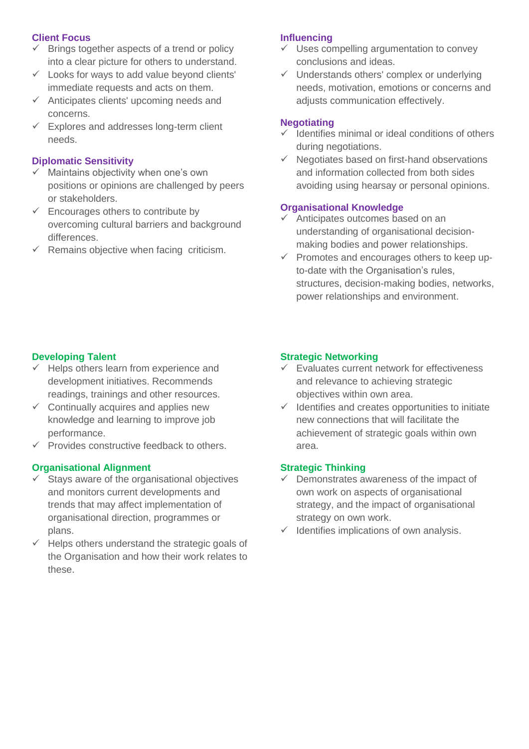#### Client Focus

- ✓ Brings together aspects of a trend or policy into a clear picture for others to understand.
- ✓ Looks for ways to add value beyond clients' immediate requests and acts on them.
- ✓ Anticipates clients' upcoming needs and concerns.
- ✓ Explores and addresses long-term client needs.

#### Diplomatic Sensitivity

- ✓ Maintains objectivity when one's own positions or opinions are challenged by peers or stakeholders.
- ✓ Encourages others to contribute by overcoming cultural barriers and background differences.
- ✓ Remains objective when facing  criticism.

#### Influencing

- ✓ Uses compelling argumentation to convey conclusions and ideas.
- ✓ Understands others' complex or underlying needs, motivation, emotions or concerns and adjusts communication effectively.

#### Negotiating

- ✓ Identifies minimal or ideal conditions of others during negotiations.
- ✓ Negotiates based on first-hand observations and information collected from both sides avoiding using hearsay or personal opinions.

#### Organisational Knowledge

- ✓ Anticipates outcomes based on an understanding of organisational decision-making bodies and power relationships.
- ✓ Promotes and encourages others to keep up-to-date with the Organisation's rules, structures, decision-making bodies, networks, power relationships and environment.

#### Developing Talent

- ✓ Helps others learn from experience and development initiatives. Recommends readings, trainings and other resources.
- ✓ Continually acquires and applies new knowledge and learning to improve job performance.
- ✓ Provides constructive feedback to others.

#### Organisational Alignment

- ✓ Stays aware of the organisational objectives and monitors current developments and trends that may affect implementation of organisational direction, programmes or plans.
- ✓ Helps others understand the strategic goals of the Organisation and how their work relates to these.

#### Strategic Networking

- ✓ Evaluates current network for effectiveness and relevance to achieving strategic objectives within own area.
- ✓ Identifies and creates opportunities to initiate new connections that will facilitate the achievement of strategic goals within own area.

#### Strategic Thinking

- ✓ Demonstrates awareness of the impact of own work on aspects of organisational strategy, and the impact of organisational strategy on own work.
- ✓ Identifies implications of own analysis.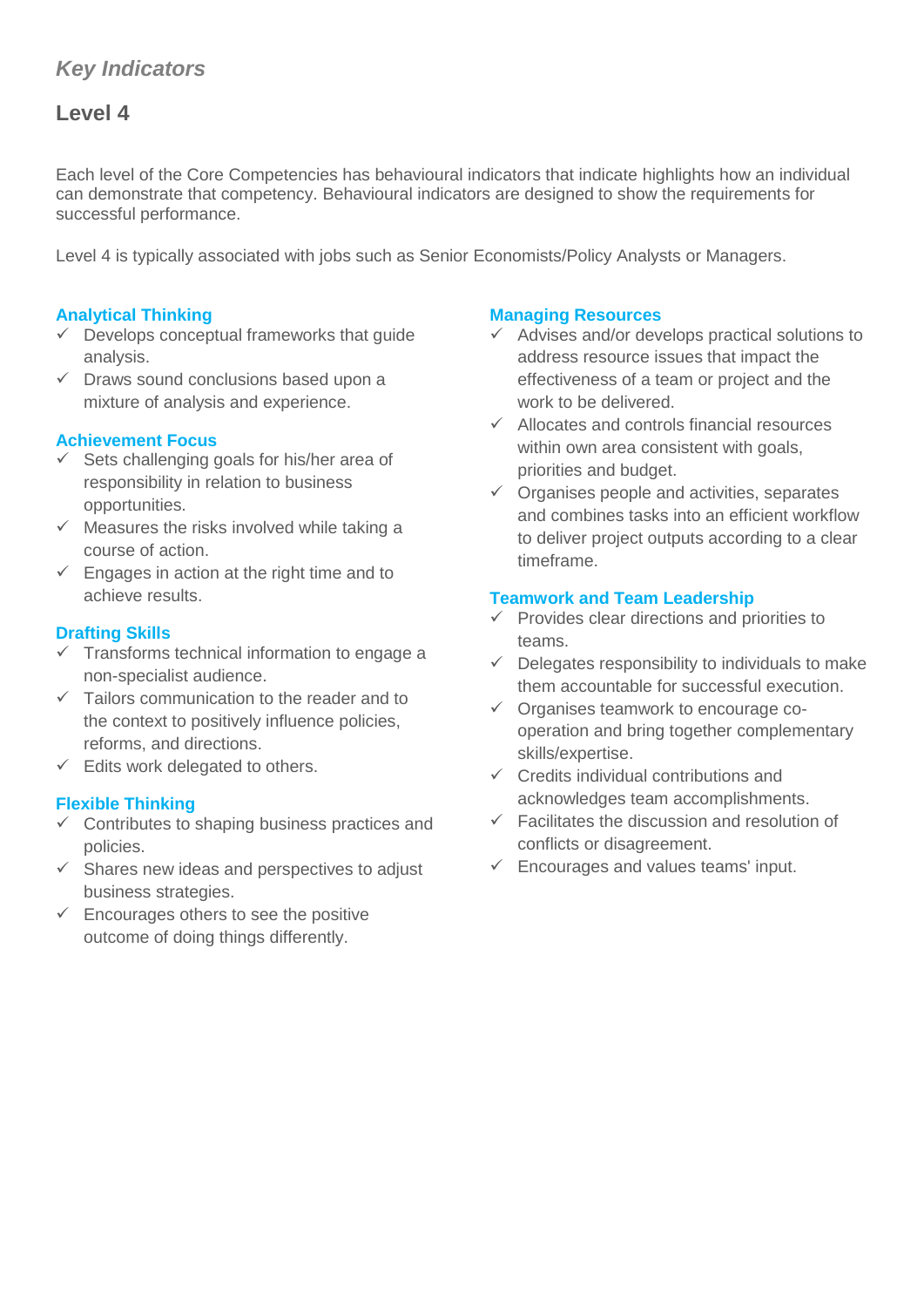## *Key Indicators*

## Level 4

Each level of the Core Competencies has behavioural indicators that indicate highlights how an individual can demonstrate that competency. Behavioural indicators are designed to show the requirements for successful performance.

Level 4 is typically associated with jobs such as Senior Economists/Policy Analysts or Managers.

### Analytical Thinking

- ✓ Develops conceptual frameworks that guide analysis.
- ✓ Draws sound conclusions based upon a mixture of analysis and experience.

### Achievement Focus

- ✓ Sets challenging goals for his/her area of responsibility in relation to business opportunities.
- ✓ Measures the risks involved while taking a course of action.
- ✓ Engages in action at the right time and to achieve results.

### Drafting Skills

- ✓ Transforms technical information to engage a non-specialist audience.
- ✓ Tailors communication to the reader and to the context to positively influence policies, reforms, and directions.
- ✓ Edits work delegated to others.

### Flexible Thinking

- ✓ Contributes to shaping business practices and policies.
- ✓ Shares new ideas and perspectives to adjust business strategies.
- ✓ Encourages others to see the positive outcome of doing things differently.

### Managing Resources

- ✓ Advises and/or develops practical solutions to address resource issues that impact the effectiveness of a team or project and the work to be delivered.
- ✓ Allocates and controls financial resources within own area consistent with goals, priorities and budget.
- ✓ Organises people and activities, separates and combines tasks into an efficient workflow to deliver project outputs according to a clear timeframe.

### Teamwork and Team Leadership

- ✓ Provides clear directions and priorities to teams.
- ✓ Delegates responsibility to individuals to make them accountable for successful execution.
- ✓ Organises teamwork to encourage co-operation and bring together complementary skills/expertise.
- ✓ Credits individual contributions and acknowledges team accomplishments.
- ✓ Facilitates the discussion and resolution of conflicts or disagreement.
- ✓ Encourages and values teams' input.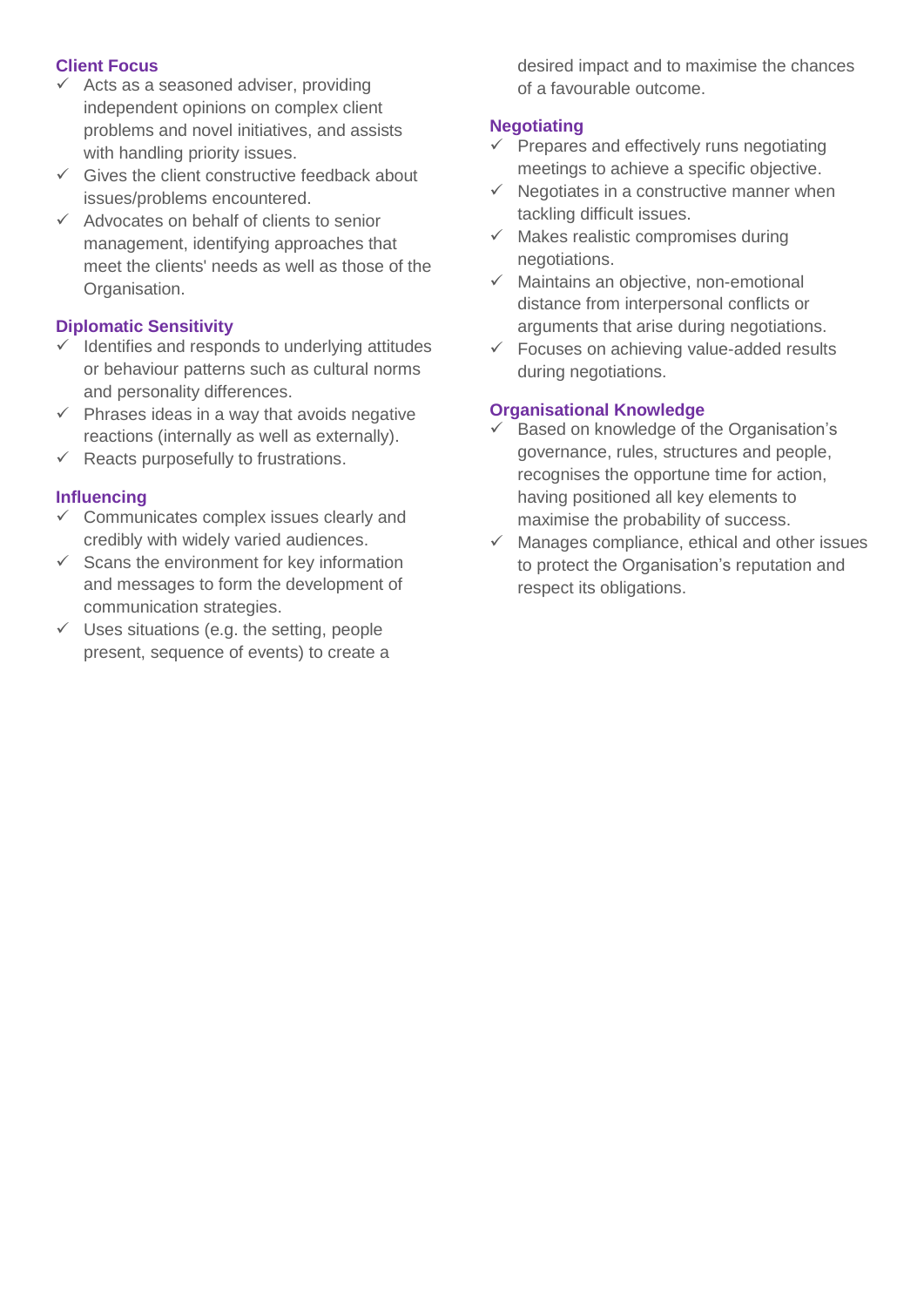### Client Focus

- ✓ Acts as a seasoned adviser, providing independent opinions on complex client problems and novel initiatives, and assists with handling priority issues.
- ✓ Gives the client constructive feedback about issues/problems encountered.
- ✓ Advocates on behalf of clients to senior management, identifying approaches that meet the clients' needs as well as those of the Organisation.

### Diplomatic Sensitivity

- ✓ Identifies and responds to underlying attitudes or behaviour patterns such as cultural norms and personality differences.
- ✓ Phrases ideas in a way that avoids negative reactions (internally as well as externally).
- ✓ Reacts purposefully to frustrations.

### Influencing

- ✓ Communicates complex issues clearly and credibly with widely varied audiences.
- ✓ Scans the environment for key information and messages to form the development of communication strategies.
- ✓ Uses situations (e.g. the setting, people present, sequence of events) to create a desired impact and to maximise the chances of a favourable outcome.

### Negotiating

- ✓ Prepares and effectively runs negotiating meetings to achieve a specific objective.
- ✓ Negotiates in a constructive manner when tackling difficult issues.
- ✓ Makes realistic compromises during negotiations.
- ✓ Maintains an objective, non-emotional distance from interpersonal conflicts or arguments that arise during negotiations.
- ✓ Focuses on achieving value-added results during negotiations.

### Organisational Knowledge

- ✓ Based on knowledge of the Organisation's governance, rules, structures and people, recognises the opportune time for action, having positioned all key elements to maximise the probability of success.
- ✓ Manages compliance, ethical and other issues to protect the Organisation's reputation and respect its obligations.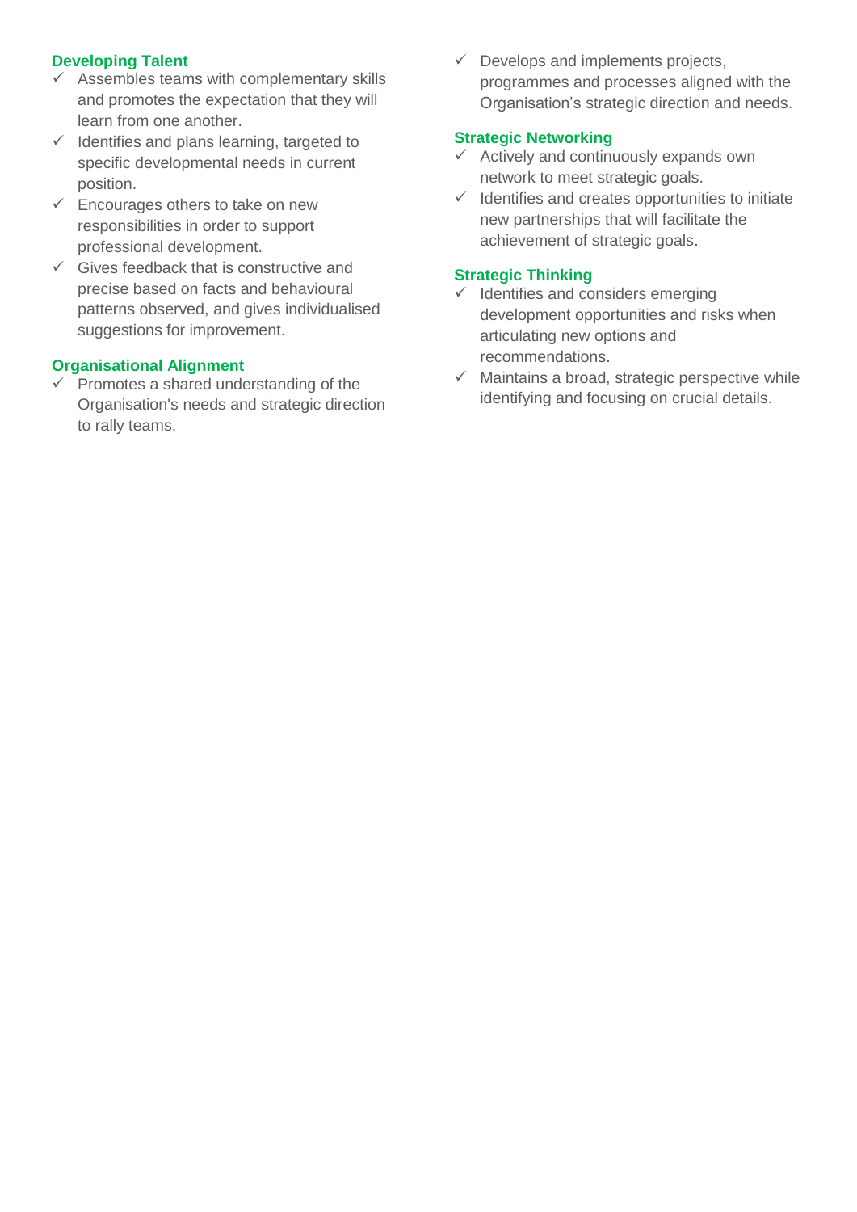**Developing Talent**

- ✓ Assembles teams with complementary skills and promotes the expectation that they will learn from one another.
- ✓ Identifies and plans learning, targeted to specific developmental needs in current position.
- ✓ Encourages others to take on new responsibilities in order to support professional development.
- ✓ Gives feedback that is constructive and precise based on facts and behavioural patterns observed, and gives individualised suggestions for improvement.

**Organisational Alignment**

- ✓ Promotes a shared understanding of the Organisation's needs and strategic direction to rally teams.
- ✓ Develops and implements projects, programmes and processes aligned with the Organisation's strategic direction and needs.

**Strategic Networking**

- ✓ Actively and continuously expands own network to meet strategic goals.
- ✓ Identifies and creates opportunities to initiate new partnerships that will facilitate the achievement of strategic goals.

**Strategic Thinking**

- ✓ Identifies and considers emerging development opportunities and risks when articulating new options and recommendations.
- ✓ Maintains a broad, strategic perspective while identifying and focusing on crucial details.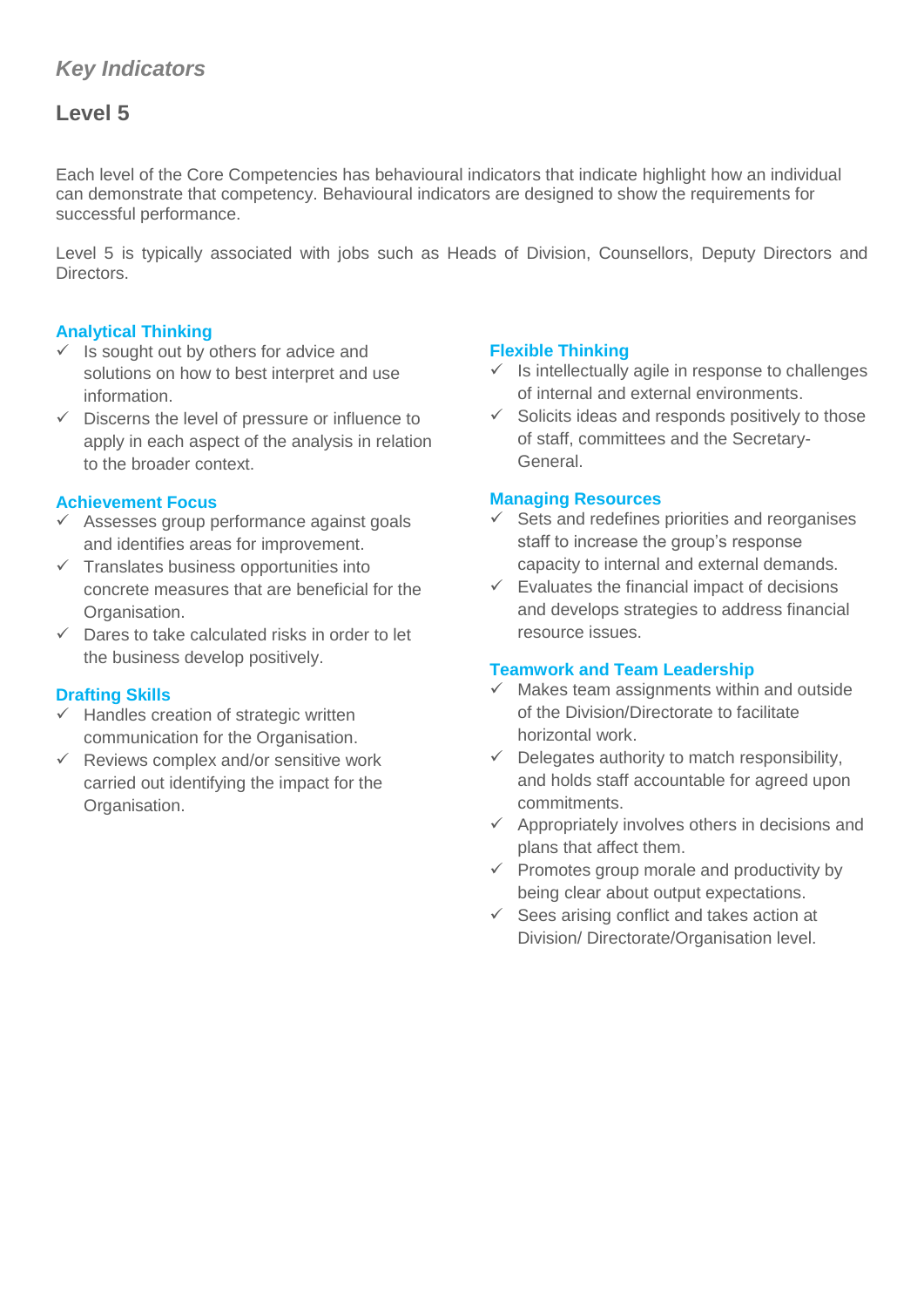## *Key Indicators*

## Level 5

Each level of the Core Competencies has behavioural indicators that indicate highlight how an individual can demonstrate that competency. Behavioural indicators are designed to show the requirements for successful performance.

Level 5 is typically associated with jobs such as Heads of Division, Counsellors, Deputy Directors and Directors.

### Analytical Thinking

- ✓ Is sought out by others for advice and solutions on how to best interpret and use information.
- ✓ Discerns the level of pressure or influence to apply in each aspect of the analysis in relation to the broader context.

### Achievement Focus

- ✓ Assesses group performance against goals and identifies areas for improvement.
- ✓ Translates business opportunities into concrete measures that are beneficial for the Organisation.
- ✓ Dares to take calculated risks in order to let the business develop positively.

### Drafting Skills

- ✓ Handles creation of strategic written communication for the Organisation.
- ✓ Reviews complex and/or sensitive work carried out identifying the impact for the Organisation.

### Flexible Thinking

- ✓ Is intellectually agile in response to challenges of internal and external environments.
- ✓ Solicits ideas and responds positively to those of staff, committees and the Secretary-General.

### Managing Resources

- ✓ Sets and redefines priorities and reorganises staff to increase the group's response capacity to internal and external demands.
- ✓ Evaluates the financial impact of decisions and develops strategies to address financial resource issues.

### Teamwork and Team Leadership

- ✓ Makes team assignments within and outside of the Division/Directorate to facilitate horizontal work.
- ✓ Delegates authority to match responsibility, and holds staff accountable for agreed upon commitments.
- ✓ Appropriately involves others in decisions and plans that affect them.
- ✓ Promotes group morale and productivity by being clear about output expectations.
- ✓ Sees arising conflict and takes action at Division/ Directorate/Organisation level.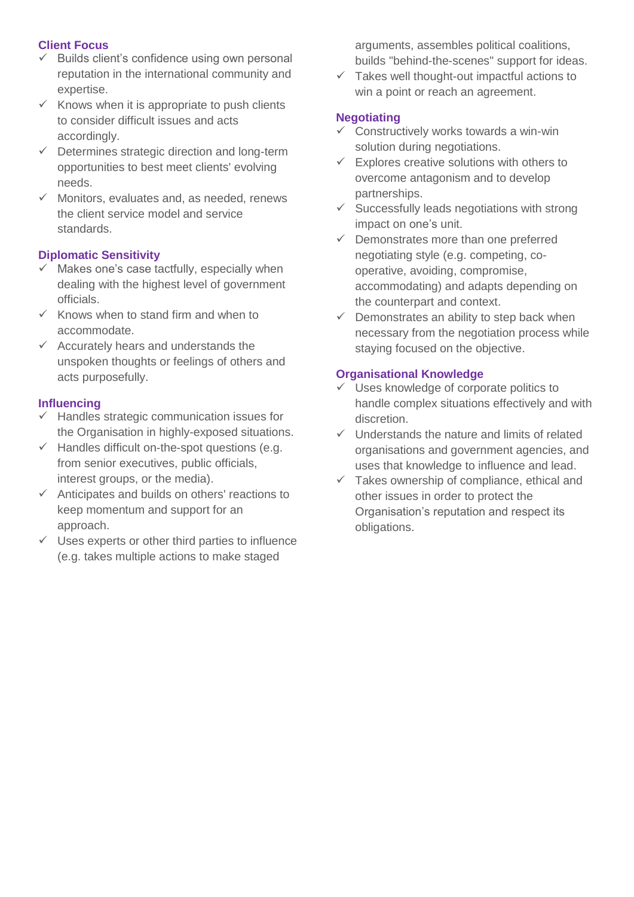### Client Focus

- ✓ Builds client's confidence using own personal reputation in the international community and expertise.
- ✓ Knows when it is appropriate to push clients to consider difficult issues and acts accordingly.
- ✓ Determines strategic direction and long-term opportunities to best meet clients' evolving needs.
- ✓ Monitors, evaluates and, as needed, renews the client service model and service standards.

### Diplomatic Sensitivity

- ✓ Makes one's case tactfully, especially when dealing with the highest level of government officials.
- ✓ Knows when to stand firm and when to accommodate.
- ✓ Accurately hears and understands the unspoken thoughts or feelings of others and acts purposefully.

### Influencing

- ✓ Handles strategic communication issues for the Organisation in highly-exposed situations.
- ✓ Handles difficult on-the-spot questions (e.g. from senior executives, public officials, interest groups, or the media).
- ✓ Anticipates and builds on others' reactions to keep momentum and support for an approach.
- ✓ Uses experts or other third parties to influence (e.g. takes multiple actions to make staged arguments, assembles political coalitions, builds "behind-the-scenes" support for ideas.
- ✓ Takes well thought-out impactful actions to win a point or reach an agreement.

### Negotiating

- ✓ Constructively works towards a win-win solution during negotiations.
- ✓ Explores creative solutions with others to overcome antagonism and to develop partnerships.
- ✓ Successfully leads negotiations with strong impact on one's unit.
- ✓ Demonstrates more than one preferred negotiating style (e.g. competing, co-operative, avoiding, compromise, accommodating) and adapts depending on the counterpart and context.
- ✓ Demonstrates an ability to step back when necessary from the negotiation process while staying focused on the objective.

### Organisational Knowledge

- ✓ Uses knowledge of corporate politics to handle complex situations effectively and with discretion.
- ✓ Understands the nature and limits of related organisations and government agencies, and uses that knowledge to influence and lead.
- ✓ Takes ownership of compliance, ethical and other issues in order to protect the Organisation's reputation and respect its obligations.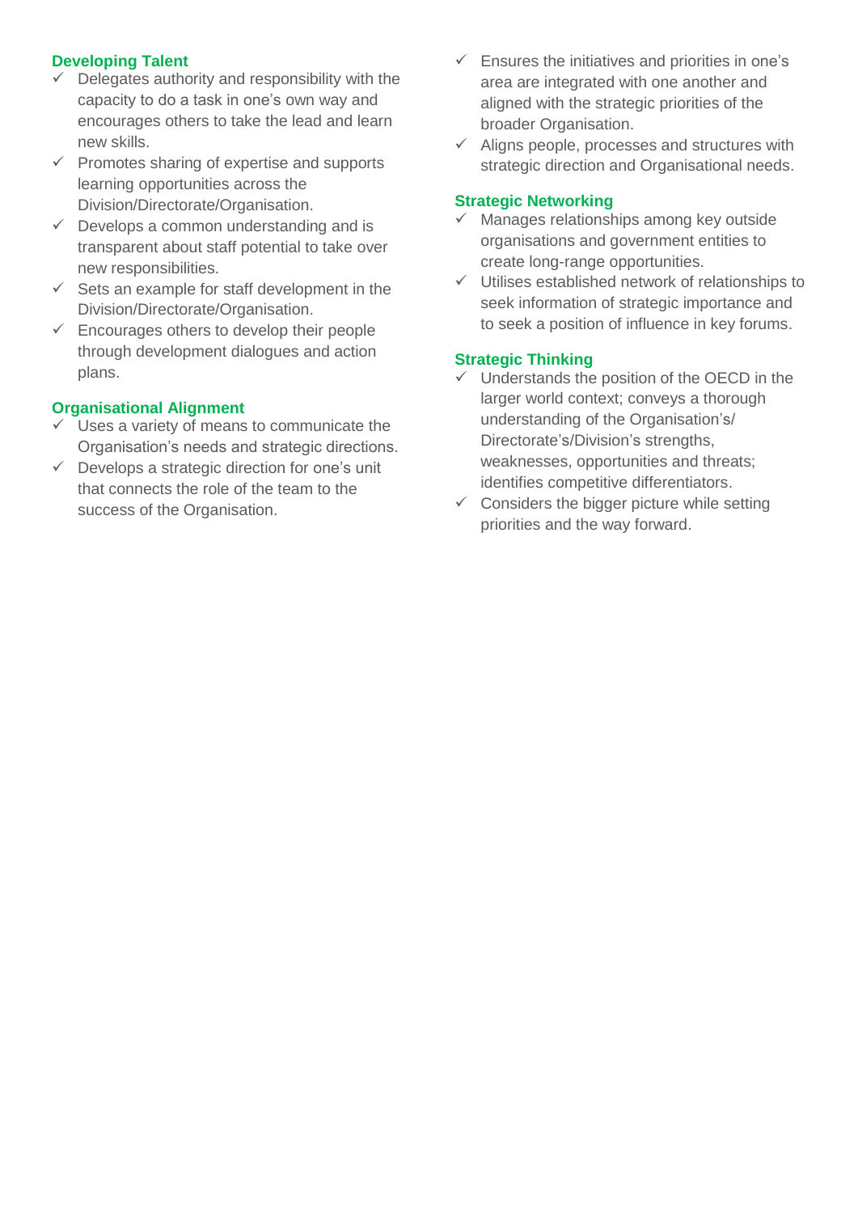### Developing Talent

- ✓ Delegates authority and responsibility with the capacity to do a task in one's own way and encourages others to take the lead and learn new skills.
- ✓ Promotes sharing of expertise and supports learning opportunities across the Division/Directorate/Organisation.
- ✓ Develops a common understanding and is transparent about staff potential to take over new responsibilities.
- ✓ Sets an example for staff development in the Division/Directorate/Organisation.
- ✓ Encourages others to develop their people through development dialogues and action plans.

### Organisational Alignment

- ✓ Uses a variety of means to communicate the Organisation's needs and strategic directions.
- ✓ Develops a strategic direction for one's unit that connects the role of the team to the success of the Organisation.
- ✓ Ensures the initiatives and priorities in one's area are integrated with one another and aligned with the strategic priorities of the broader Organisation.
- ✓ Aligns people, processes and structures with strategic direction and Organisational needs.

### Strategic Networking

- ✓ Manages relationships among key outside organisations and government entities to create long-range opportunities.
- ✓ Utilises established network of relationships to seek information of strategic importance and to seek a position of influence in key forums.

### Strategic Thinking

- ✓ Understands the position of the OECD in the larger world context; conveys a thorough understanding of the Organisation's/ Directorate's/Division's strengths, weaknesses, opportunities and threats; identifies competitive differentiators.
- ✓ Considers the bigger picture while setting priorities and the way forward.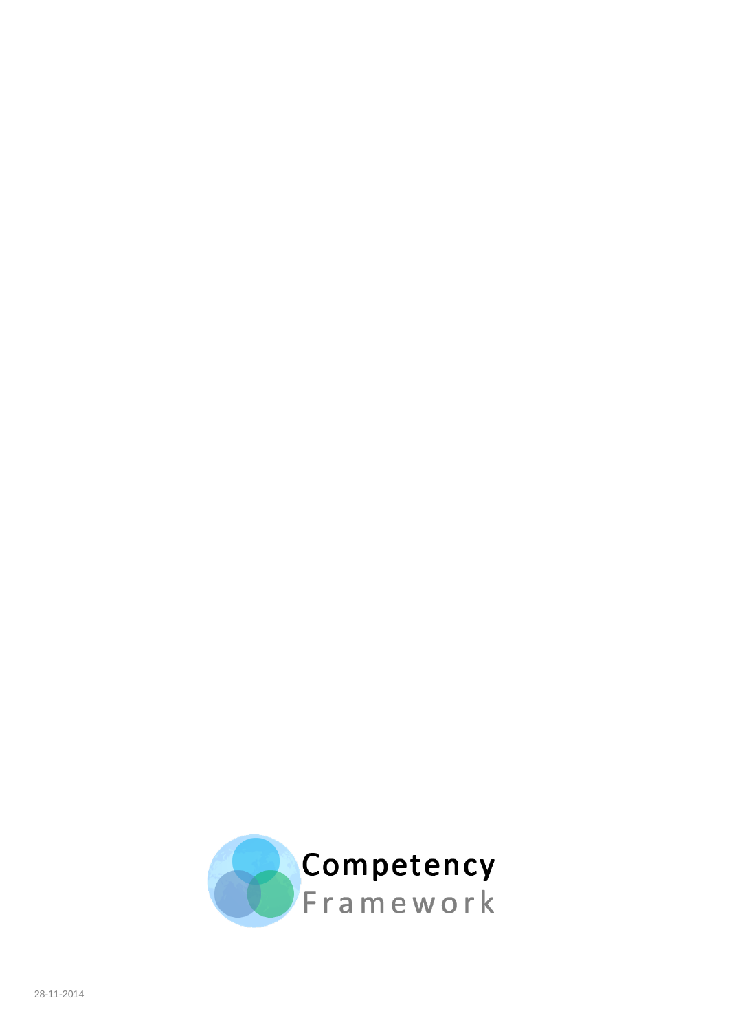Competency
Framework

28-11-2014